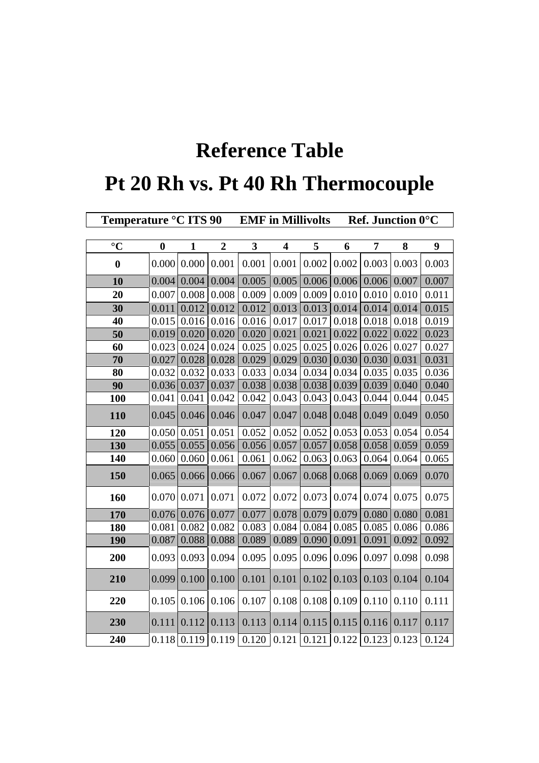# Reference Table

# Pt 20 Rh vs. Pt 40 Rh Thermocouple

**Temperature °C ITS 90 EMF in Millivolts Ref. Junction 0°C**

| °C | 0 | 1 | 2 | 3 | 4 | 5 | 6 | 7 | 8 | 9 |
|---|---|---|---|---|---|---|---|---|---|---|
| **0** | 0.000 | 0.000 | 0.001 | 0.001 | 0.001 | 0.002 | 0.002 | 0.003 | 0.003 | 0.003 |
| **10** | 0.004 | 0.004 | 0.004 | 0.005 | 0.005 | 0.006 | 0.006 | 0.006 | 0.007 | 0.007 |
| **20** | 0.007 | 0.008 | 0.008 | 0.009 | 0.009 | 0.009 | 0.010 | 0.010 | 0.010 | 0.011 |
| **30** | 0.011 | 0.012 | 0.012 | 0.012 | 0.013 | 0.013 | 0.014 | 0.014 | 0.014 | 0.015 |
| **40** | 0.015 | 0.016 | 0.016 | 0.016 | 0.017 | 0.017 | 0.018 | 0.018 | 0.018 | 0.019 |
| **50** | 0.019 | 0.020 | 0.020 | 0.020 | 0.021 | 0.021 | 0.022 | 0.022 | 0.022 | 0.023 |
| **60** | 0.023 | 0.024 | 0.024 | 0.025 | 0.025 | 0.025 | 0.026 | 0.026 | 0.027 | 0.027 |
| **70** | 0.027 | 0.028 | 0.028 | 0.029 | 0.029 | 0.030 | 0.030 | 0.030 | 0.031 | 0.031 |
| **80** | 0.032 | 0.032 | 0.033 | 0.033 | 0.034 | 0.034 | 0.034 | 0.035 | 0.035 | 0.036 |
| **90** | 0.036 | 0.037 | 0.037 | 0.038 | 0.038 | 0.038 | 0.039 | 0.039 | 0.040 | 0.040 |
| **100** | 0.041 | 0.041 | 0.042 | 0.042 | 0.043 | 0.043 | 0.043 | 0.044 | 0.044 | 0.045 |
| **110** | 0.045 | 0.046 | 0.046 | 0.047 | 0.047 | 0.048 | 0.048 | 0.049 | 0.049 | 0.050 |
| **120** | 0.050 | 0.051 | 0.051 | 0.052 | 0.052 | 0.052 | 0.053 | 0.053 | 0.054 | 0.054 |
| **130** | 0.055 | 0.055 | 0.056 | 0.056 | 0.057 | 0.057 | 0.058 | 0.058 | 0.059 | 0.059 |
| **140** | 0.060 | 0.060 | 0.061 | 0.061 | 0.062 | 0.063 | 0.063 | 0.064 | 0.064 | 0.065 |
| **150** | 0.065 | 0.066 | 0.066 | 0.067 | 0.067 | 0.068 | 0.068 | 0.069 | 0.069 | 0.070 |
| **160** | 0.070 | 0.071 | 0.071 | 0.072 | 0.072 | 0.073 | 0.074 | 0.074 | 0.075 | 0.075 |
| **170** | 0.076 | 0.076 | 0.077 | 0.077 | 0.078 | 0.079 | 0.079 | 0.080 | 0.080 | 0.081 |
| **180** | 0.081 | 0.082 | 0.082 | 0.083 | 0.084 | 0.084 | 0.085 | 0.085 | 0.086 | 0.086 |
| **190** | 0.087 | 0.088 | 0.088 | 0.089 | 0.089 | 0.090 | 0.091 | 0.091 | 0.092 | 0.092 |
| **200** | 0.093 | 0.093 | 0.094 | 0.095 | 0.095 | 0.096 | 0.096 | 0.097 | 0.098 | 0.098 |
| **210** | 0.099 | 0.100 | 0.100 | 0.101 | 0.101 | 0.102 | 0.103 | 0.103 | 0.104 | 0.104 |
| **220** | 0.105 | 0.106 | 0.106 | 0.107 | 0.108 | 0.108 | 0.109 | 0.110 | 0.110 | 0.111 |
| **230** | 0.111 | 0.112 | 0.113 | 0.113 | 0.114 | 0.115 | 0.115 | 0.116 | 0.117 | 0.117 |
| **240** | 0.118 | 0.119 | 0.119 | 0.120 | 0.121 | 0.121 | 0.122 | 0.123 | 0.123 | 0.124 |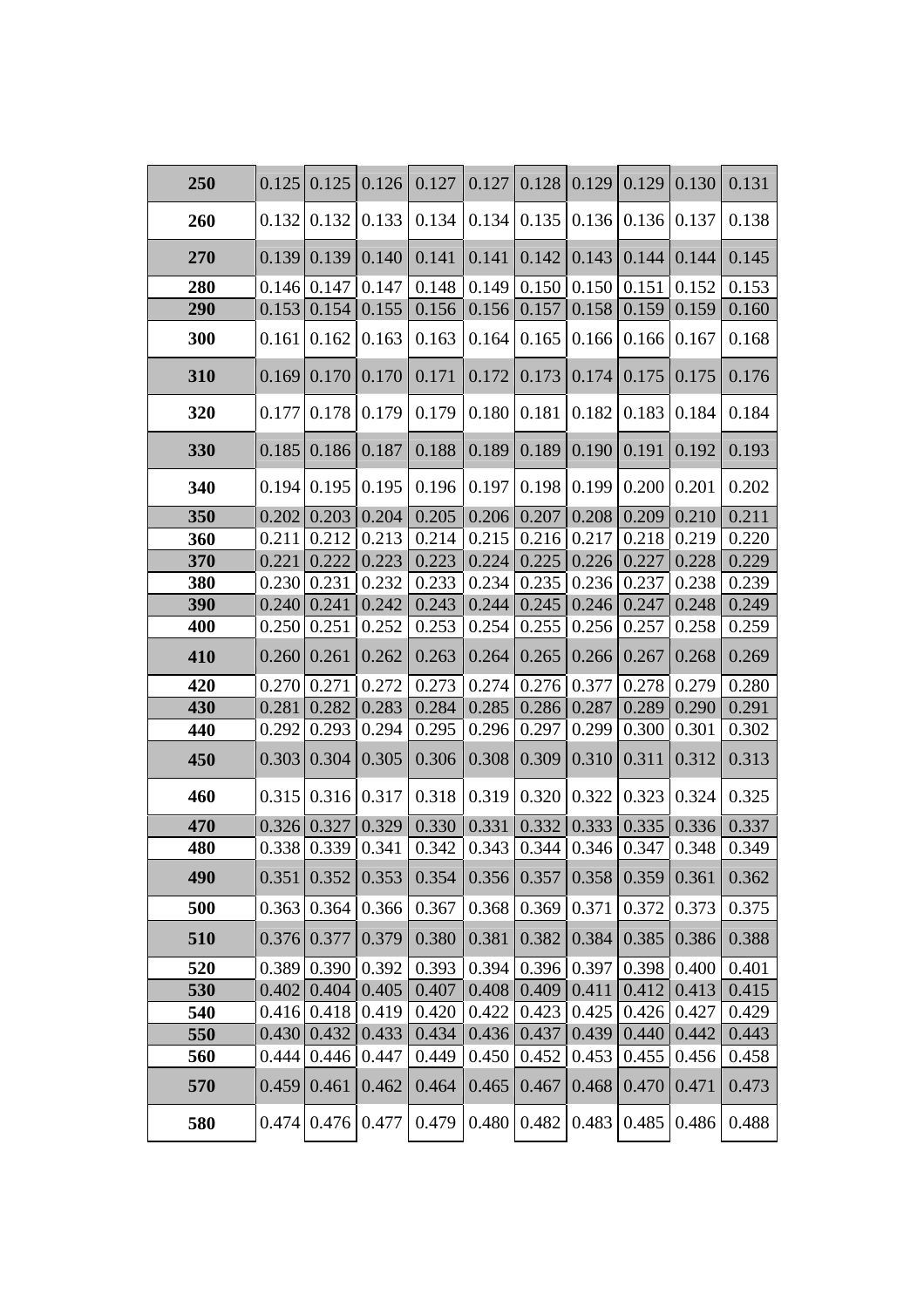| | | | | | | | | | | |
|---|---|---|---|---|---|---|---|---|---|---|
| **250** | 0.125 | 0.125 | 0.126 | 0.127 | 0.127 | 0.128 | 0.129 | 0.129 | 0.130 | 0.131 |
| **260** | 0.132 | 0.132 | 0.133 | 0.134 | 0.134 | 0.135 | 0.136 | 0.136 | 0.137 | 0.138 |
| **270** | 0.139 | 0.139 | 0.140 | 0.141 | 0.141 | 0.142 | 0.143 | 0.144 | 0.144 | 0.145 |
| **280** | 0.146 | 0.147 | 0.147 | 0.148 | 0.149 | 0.150 | 0.150 | 0.151 | 0.152 | 0.153 |
| **290** | 0.153 | 0.154 | 0.155 | 0.156 | 0.156 | 0.157 | 0.158 | 0.159 | 0.159 | 0.160 |
| **300** | 0.161 | 0.162 | 0.163 | 0.163 | 0.164 | 0.165 | 0.166 | 0.166 | 0.167 | 0.168 |
| **310** | 0.169 | 0.170 | 0.170 | 0.171 | 0.172 | 0.173 | 0.174 | 0.175 | 0.175 | 0.176 |
| **320** | 0.177 | 0.178 | 0.179 | 0.179 | 0.180 | 0.181 | 0.182 | 0.183 | 0.184 | 0.184 |
| **330** | 0.185 | 0.186 | 0.187 | 0.188 | 0.189 | 0.189 | 0.190 | 0.191 | 0.192 | 0.193 |
| **340** | 0.194 | 0.195 | 0.195 | 0.196 | 0.197 | 0.198 | 0.199 | 0.200 | 0.201 | 0.202 |
| **350** | 0.202 | 0.203 | 0.204 | 0.205 | 0.206 | 0.207 | 0.208 | 0.209 | 0.210 | 0.211 |
| **360** | 0.211 | 0.212 | 0.213 | 0.214 | 0.215 | 0.216 | 0.217 | 0.218 | 0.219 | 0.220 |
| **370** | 0.221 | 0.222 | 0.223 | 0.223 | 0.224 | 0.225 | 0.226 | 0.227 | 0.228 | 0.229 |
| **380** | 0.230 | 0.231 | 0.232 | 0.233 | 0.234 | 0.235 | 0.236 | 0.237 | 0.238 | 0.239 |
| **390** | 0.240 | 0.241 | 0.242 | 0.243 | 0.244 | 0.245 | 0.246 | 0.247 | 0.248 | 0.249 |
| **400** | 0.250 | 0.251 | 0.252 | 0.253 | 0.254 | 0.255 | 0.256 | 0.257 | 0.258 | 0.259 |
| **410** | 0.260 | 0.261 | 0.262 | 0.263 | 0.264 | 0.265 | 0.266 | 0.267 | 0.268 | 0.269 |
| **420** | 0.270 | 0.271 | 0.272 | 0.273 | 0.274 | 0.276 | 0.377 | 0.278 | 0.279 | 0.280 |
| **430** | 0.281 | 0.282 | 0.283 | 0.284 | 0.285 | 0.286 | 0.287 | 0.289 | 0.290 | 0.291 |
| **440** | 0.292 | 0.293 | 0.294 | 0.295 | 0.296 | 0.297 | 0.299 | 0.300 | 0.301 | 0.302 |
| **450** | 0.303 | 0.304 | 0.305 | 0.306 | 0.308 | 0.309 | 0.310 | 0.311 | 0.312 | 0.313 |
| **460** | 0.315 | 0.316 | 0.317 | 0.318 | 0.319 | 0.320 | 0.322 | 0.323 | 0.324 | 0.325 |
| **470** | 0.326 | 0.327 | 0.329 | 0.330 | 0.331 | 0.332 | 0.333 | 0.335 | 0.336 | 0.337 |
| **480** | 0.338 | 0.339 | 0.341 | 0.342 | 0.343 | 0.344 | 0.346 | 0.347 | 0.348 | 0.349 |
| **490** | 0.351 | 0.352 | 0.353 | 0.354 | 0.356 | 0.357 | 0.358 | 0.359 | 0.361 | 0.362 |
| **500** | 0.363 | 0.364 | 0.366 | 0.367 | 0.368 | 0.369 | 0.371 | 0.372 | 0.373 | 0.375 |
| **510** | 0.376 | 0.377 | 0.379 | 0.380 | 0.381 | 0.382 | 0.384 | 0.385 | 0.386 | 0.388 |
| **520** | 0.389 | 0.390 | 0.392 | 0.393 | 0.394 | 0.396 | 0.397 | 0.398 | 0.400 | 0.401 |
| **530** | 0.402 | 0.404 | 0.405 | 0.407 | 0.408 | 0.409 | 0.411 | 0.412 | 0.413 | 0.415 |
| **540** | 0.416 | 0.418 | 0.419 | 0.420 | 0.422 | 0.423 | 0.425 | 0.426 | 0.427 | 0.429 |
| **550** | 0.430 | 0.432 | 0.433 | 0.434 | 0.436 | 0.437 | 0.439 | 0.440 | 0.442 | 0.443 |
| **560** | 0.444 | 0.446 | 0.447 | 0.449 | 0.450 | 0.452 | 0.453 | 0.455 | 0.456 | 0.458 |
| **570** | 0.459 | 0.461 | 0.462 | 0.464 | 0.465 | 0.467 | 0.468 | 0.470 | 0.471 | 0.473 |
| **580** | 0.474 | 0.476 | 0.477 | 0.479 | 0.480 | 0.482 | 0.483 | 0.485 | 0.486 | 0.488 |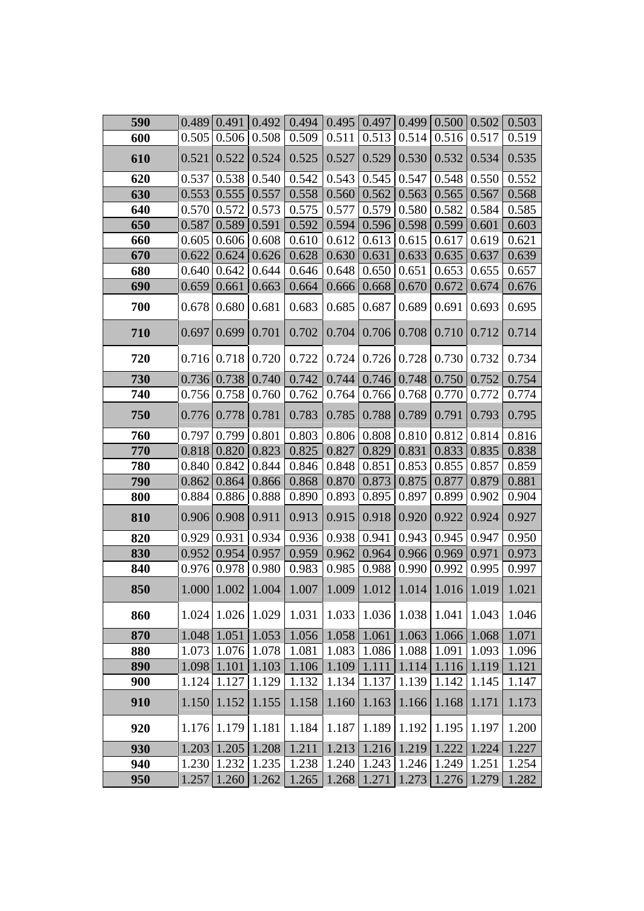| | | | | | | | | | | |
|---|---|---|---|---|---|---|---|---|---|---|
| **590** | 0.489 | 0.491 | 0.492 | 0.494 | 0.495 | 0.497 | 0.499 | 0.500 | 0.502 | 0.503 |
| **600** | 0.505 | 0.506 | 0.508 | 0.509 | 0.511 | 0.513 | 0.514 | 0.516 | 0.517 | 0.519 |
| **610** | 0.521 | 0.522 | 0.524 | 0.525 | 0.527 | 0.529 | 0.530 | 0.532 | 0.534 | 0.535 |
| **620** | 0.537 | 0.538 | 0.540 | 0.542 | 0.543 | 0.545 | 0.547 | 0.548 | 0.550 | 0.552 |
| **630** | 0.553 | 0.555 | 0.557 | 0.558 | 0.560 | 0.562 | 0.563 | 0.565 | 0.567 | 0.568 |
| **640** | 0.570 | 0.572 | 0.573 | 0.575 | 0.577 | 0.579 | 0.580 | 0.582 | 0.584 | 0.585 |
| **650** | 0.587 | 0.589 | 0.591 | 0.592 | 0.594 | 0.596 | 0.598 | 0.599 | 0.601 | 0.603 |
| **660** | 0.605 | 0.606 | 0.608 | 0.610 | 0.612 | 0.613 | 0.615 | 0.617 | 0.619 | 0.621 |
| **670** | 0.622 | 0.624 | 0.626 | 0.628 | 0.630 | 0.631 | 0.633 | 0.635 | 0.637 | 0.639 |
| **680** | 0.640 | 0.642 | 0.644 | 0.646 | 0.648 | 0.650 | 0.651 | 0.653 | 0.655 | 0.657 |
| **690** | 0.659 | 0.661 | 0.663 | 0.664 | 0.666 | 0.668 | 0.670 | 0.672 | 0.674 | 0.676 |
| **700** | 0.678 | 0.680 | 0.681 | 0.683 | 0.685 | 0.687 | 0.689 | 0.691 | 0.693 | 0.695 |
| **710** | 0.697 | 0.699 | 0.701 | 0.702 | 0.704 | 0.706 | 0.708 | 0.710 | 0.712 | 0.714 |
| **720** | 0.716 | 0.718 | 0.720 | 0.722 | 0.724 | 0.726 | 0.728 | 0.730 | 0.732 | 0.734 |
| **730** | 0.736 | 0.738 | 0.740 | 0.742 | 0.744 | 0.746 | 0.748 | 0.750 | 0.752 | 0.754 |
| **740** | 0.756 | 0.758 | 0.760 | 0.762 | 0.764 | 0.766 | 0.768 | 0.770 | 0.772 | 0.774 |
| **750** | 0.776 | 0.778 | 0.781 | 0.783 | 0.785 | 0.788 | 0.789 | 0.791 | 0.793 | 0.795 |
| **760** | 0.797 | 0.799 | 0.801 | 0.803 | 0.806 | 0.808 | 0.810 | 0.812 | 0.814 | 0.816 |
| **770** | 0.818 | 0.820 | 0.823 | 0.825 | 0.827 | 0.829 | 0.831 | 0.833 | 0.835 | 0.838 |
| **780** | 0.840 | 0.842 | 0.844 | 0.846 | 0.848 | 0.851 | 0.853 | 0.855 | 0.857 | 0.859 |
| **790** | 0.862 | 0.864 | 0.866 | 0.868 | 0.870 | 0.873 | 0.875 | 0.877 | 0.879 | 0.881 |
| **800** | 0.884 | 0.886 | 0.888 | 0.890 | 0.893 | 0.895 | 0.897 | 0.899 | 0.902 | 0.904 |
| **810** | 0.906 | 0.908 | 0.911 | 0.913 | 0.915 | 0.918 | 0.920 | 0.922 | 0.924 | 0.927 |
| **820** | 0.929 | 0.931 | 0.934 | 0.936 | 0.938 | 0.941 | 0.943 | 0.945 | 0.947 | 0.950 |
| **830** | 0.952 | 0.954 | 0.957 | 0.959 | 0.962 | 0.964 | 0.966 | 0.969 | 0.971 | 0.973 |
| **840** | 0.976 | 0.978 | 0.980 | 0.983 | 0.985 | 0.988 | 0.990 | 0.992 | 0.995 | 0.997 |
| **850** | 1.000 | 1.002 | 1.004 | 1.007 | 1.009 | 1.012 | 1.014 | 1.016 | 1.019 | 1.021 |
| **860** | 1.024 | 1.026 | 1.029 | 1.031 | 1.033 | 1.036 | 1.038 | 1.041 | 1.043 | 1.046 |
| **870** | 1.048 | 1.051 | 1.053 | 1.056 | 1.058 | 1.061 | 1.063 | 1.066 | 1.068 | 1.071 |
| **880** | 1.073 | 1.076 | 1.078 | 1.081 | 1.083 | 1.086 | 1.088 | 1.091 | 1.093 | 1.096 |
| **890** | 1.098 | 1.101 | 1.103 | 1.106 | 1.109 | 1.111 | 1.114 | 1.116 | 1.119 | 1.121 |
| **900** | 1.124 | 1.127 | 1.129 | 1.132 | 1.134 | 1.137 | 1.139 | 1.142 | 1.145 | 1.147 |
| **910** | 1.150 | 1.152 | 1.155 | 1.158 | 1.160 | 1.163 | 1.166 | 1.168 | 1.171 | 1.173 |
| **920** | 1.176 | 1.179 | 1.181 | 1.184 | 1.187 | 1.189 | 1.192 | 1.195 | 1.197 | 1.200 |
| **930** | 1.203 | 1.205 | 1.208 | 1.211 | 1.213 | 1.216 | 1.219 | 1.222 | 1.224 | 1.227 |
| **940** | 1.230 | 1.232 | 1.235 | 1.238 | 1.240 | 1.243 | 1.246 | 1.249 | 1.251 | 1.254 |
| **950** | 1.257 | 1.260 | 1.262 | 1.265 | 1.268 | 1.271 | 1.273 | 1.276 | 1.279 | 1.282 |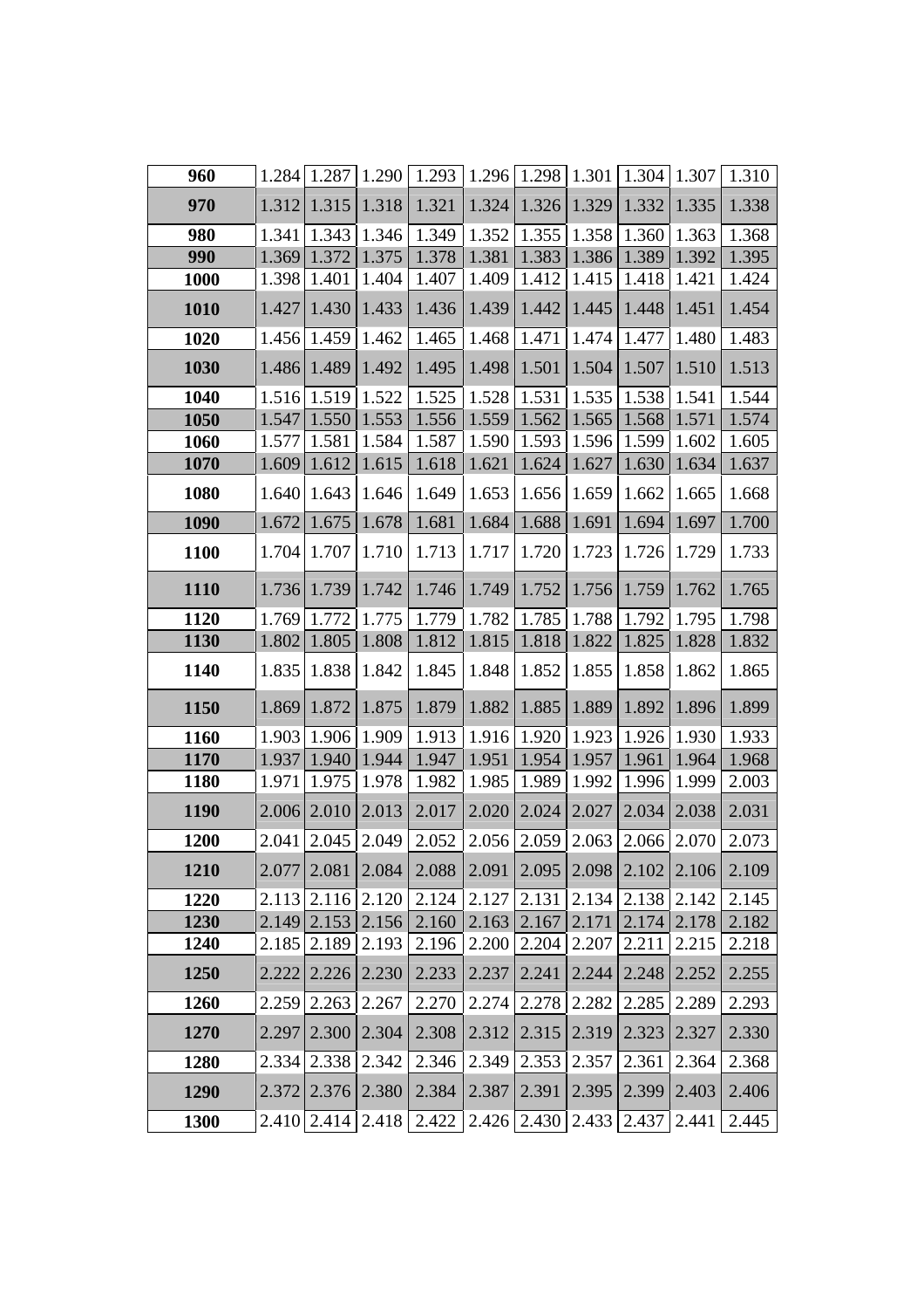| | | | | | | | | | | |
|---|---|---|---|---|---|---|---|---|---|---|
| **960** | 1.284 | 1.287 | 1.290 | 1.293 | 1.296 | 1.298 | 1.301 | 1.304 | 1.307 | 1.310 |
| **970** | 1.312 | 1.315 | 1.318 | 1.321 | 1.324 | 1.326 | 1.329 | 1.332 | 1.335 | 1.338 |
| **980** | 1.341 | 1.343 | 1.346 | 1.349 | 1.352 | 1.355 | 1.358 | 1.360 | 1.363 | 1.368 |
| **990** | 1.369 | 1.372 | 1.375 | 1.378 | 1.381 | 1.383 | 1.386 | 1.389 | 1.392 | 1.395 |
| **1000** | 1.398 | 1.401 | 1.404 | 1.407 | 1.409 | 1.412 | 1.415 | 1.418 | 1.421 | 1.424 |
| **1010** | 1.427 | 1.430 | 1.433 | 1.436 | 1.439 | 1.442 | 1.445 | 1.448 | 1.451 | 1.454 |
| **1020** | 1.456 | 1.459 | 1.462 | 1.465 | 1.468 | 1.471 | 1.474 | 1.477 | 1.480 | 1.483 |
| **1030** | 1.486 | 1.489 | 1.492 | 1.495 | 1.498 | 1.501 | 1.504 | 1.507 | 1.510 | 1.513 |
| **1040** | 1.516 | 1.519 | 1.522 | 1.525 | 1.528 | 1.531 | 1.535 | 1.538 | 1.541 | 1.544 |
| **1050** | 1.547 | 1.550 | 1.553 | 1.556 | 1.559 | 1.562 | 1.565 | 1.568 | 1.571 | 1.574 |
| **1060** | 1.577 | 1.581 | 1.584 | 1.587 | 1.590 | 1.593 | 1.596 | 1.599 | 1.602 | 1.605 |
| **1070** | 1.609 | 1.612 | 1.615 | 1.618 | 1.621 | 1.624 | 1.627 | 1.630 | 1.634 | 1.637 |
| **1080** | 1.640 | 1.643 | 1.646 | 1.649 | 1.653 | 1.656 | 1.659 | 1.662 | 1.665 | 1.668 |
| **1090** | 1.672 | 1.675 | 1.678 | 1.681 | 1.684 | 1.688 | 1.691 | 1.694 | 1.697 | 1.700 |
| **1100** | 1.704 | 1.707 | 1.710 | 1.713 | 1.717 | 1.720 | 1.723 | 1.726 | 1.729 | 1.733 |
| **1110** | 1.736 | 1.739 | 1.742 | 1.746 | 1.749 | 1.752 | 1.756 | 1.759 | 1.762 | 1.765 |
| **1120** | 1.769 | 1.772 | 1.775 | 1.779 | 1.782 | 1.785 | 1.788 | 1.792 | 1.795 | 1.798 |
| **1130** | 1.802 | 1.805 | 1.808 | 1.812 | 1.815 | 1.818 | 1.822 | 1.825 | 1.828 | 1.832 |
| **1140** | 1.835 | 1.838 | 1.842 | 1.845 | 1.848 | 1.852 | 1.855 | 1.858 | 1.862 | 1.865 |
| **1150** | 1.869 | 1.872 | 1.875 | 1.879 | 1.882 | 1.885 | 1.889 | 1.892 | 1.896 | 1.899 |
| **1160** | 1.903 | 1.906 | 1.909 | 1.913 | 1.916 | 1.920 | 1.923 | 1.926 | 1.930 | 1.933 |
| **1170** | 1.937 | 1.940 | 1.944 | 1.947 | 1.951 | 1.954 | 1.957 | 1.961 | 1.964 | 1.968 |
| **1180** | 1.971 | 1.975 | 1.978 | 1.982 | 1.985 | 1.989 | 1.992 | 1.996 | 1.999 | 2.003 |
| **1190** | 2.006 | 2.010 | 2.013 | 2.017 | 2.020 | 2.024 | 2.027 | 2.034 | 2.038 | 2.031 |
| **1200** | 2.041 | 2.045 | 2.049 | 2.052 | 2.056 | 2.059 | 2.063 | 2.066 | 2.070 | 2.073 |
| **1210** | 2.077 | 2.081 | 2.084 | 2.088 | 2.091 | 2.095 | 2.098 | 2.102 | 2.106 | 2.109 |
| **1220** | 2.113 | 2.116 | 2.120 | 2.124 | 2.127 | 2.131 | 2.134 | 2.138 | 2.142 | 2.145 |
| **1230** | 2.149 | 2.153 | 2.156 | 2.160 | 2.163 | 2.167 | 2.171 | 2.174 | 2.178 | 2.182 |
| **1240** | 2.185 | 2.189 | 2.193 | 2.196 | 2.200 | 2.204 | 2.207 | 2.211 | 2.215 | 2.218 |
| **1250** | 2.222 | 2.226 | 2.230 | 2.233 | 2.237 | 2.241 | 2.244 | 2.248 | 2.252 | 2.255 |
| **1260** | 2.259 | 2.263 | 2.267 | 2.270 | 2.274 | 2.278 | 2.282 | 2.285 | 2.289 | 2.293 |
| **1270** | 2.297 | 2.300 | 2.304 | 2.308 | 2.312 | 2.315 | 2.319 | 2.323 | 2.327 | 2.330 |
| **1280** | 2.334 | 2.338 | 2.342 | 2.346 | 2.349 | 2.353 | 2.357 | 2.361 | 2.364 | 2.368 |
| **1290** | 2.372 | 2.376 | 2.380 | 2.384 | 2.387 | 2.391 | 2.395 | 2.399 | 2.403 | 2.406 |
| **1300** | 2.410 | 2.414 | 2.418 | 2.422 | 2.426 | 2.430 | 2.433 | 2.437 | 2.441 | 2.445 |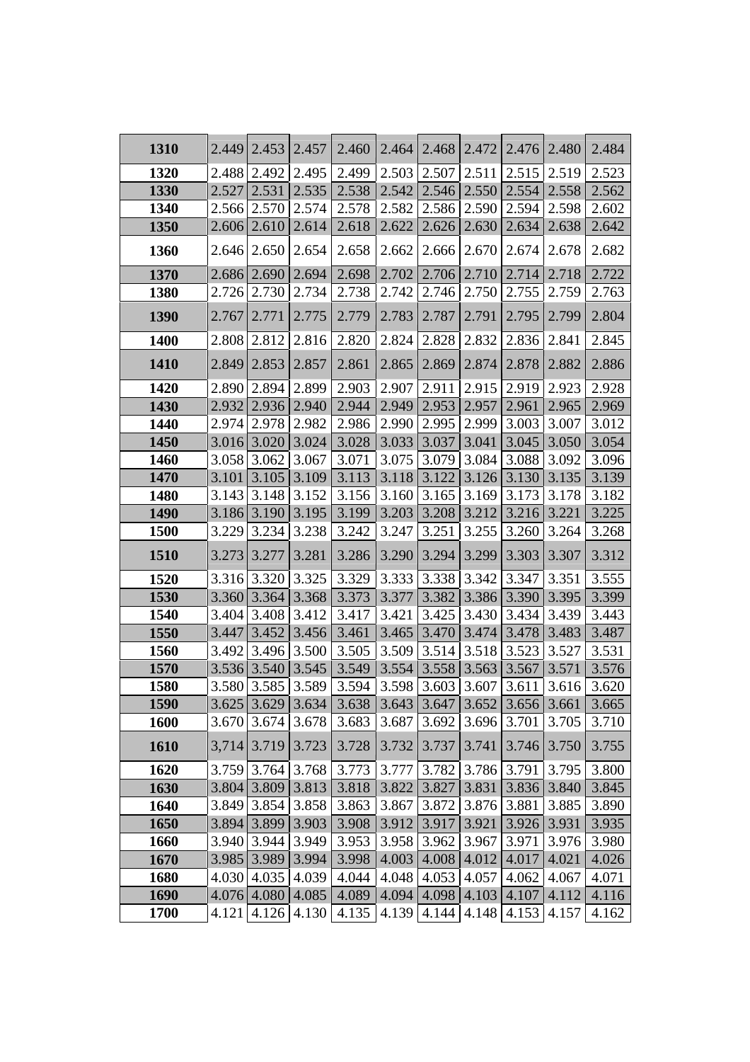| | | | | | | | | | | |
|---|---|---|---|---|---|---|---|---|---|---|
| **1310** | 2.449 | 2.453 | 2.457 | 2.460 | 2.464 | 2.468 | 2.472 | 2.476 | 2.480 | 2.484 |
| **1320** | 2.488 | 2.492 | 2.495 | 2.499 | 2.503 | 2.507 | 2.511 | 2.515 | 2.519 | 2.523 |
| **1330** | 2.527 | 2.531 | 2.535 | 2.538 | 2.542 | 2.546 | 2.550 | 2.554 | 2.558 | 2.562 |
| **1340** | 2.566 | 2.570 | 2.574 | 2.578 | 2.582 | 2.586 | 2.590 | 2.594 | 2.598 | 2.602 |
| **1350** | 2.606 | 2.610 | 2.614 | 2.618 | 2.622 | 2.626 | 2.630 | 2.634 | 2.638 | 2.642 |
| **1360** | 2.646 | 2.650 | 2.654 | 2.658 | 2.662 | 2.666 | 2.670 | 2.674 | 2.678 | 2.682 |
| **1370** | 2.686 | 2.690 | 2.694 | 2.698 | 2.702 | 2.706 | 2.710 | 2.714 | 2.718 | 2.722 |
| **1380** | 2.726 | 2.730 | 2.734 | 2.738 | 2.742 | 2.746 | 2.750 | 2.755 | 2.759 | 2.763 |
| **1390** | 2.767 | 2.771 | 2.775 | 2.779 | 2.783 | 2.787 | 2.791 | 2.795 | 2.799 | 2.804 |
| **1400** | 2.808 | 2.812 | 2.816 | 2.820 | 2.824 | 2.828 | 2.832 | 2.836 | 2.841 | 2.845 |
| **1410** | 2.849 | 2.853 | 2.857 | 2.861 | 2.865 | 2.869 | 2.874 | 2.878 | 2.882 | 2.886 |
| **1420** | 2.890 | 2.894 | 2.899 | 2.903 | 2.907 | 2.911 | 2.915 | 2.919 | 2.923 | 2.928 |
| **1430** | 2.932 | 2.936 | 2.940 | 2.944 | 2.949 | 2.953 | 2.957 | 2.961 | 2.965 | 2.969 |
| **1440** | 2.974 | 2.978 | 2.982 | 2.986 | 2.990 | 2.995 | 2.999 | 3.003 | 3.007 | 3.012 |
| **1450** | 3.016 | 3.020 | 3.024 | 3.028 | 3.033 | 3.037 | 3.041 | 3.045 | 3.050 | 3.054 |
| **1460** | 3.058 | 3.062 | 3.067 | 3.071 | 3.075 | 3.079 | 3.084 | 3.088 | 3.092 | 3.096 |
| **1470** | 3.101 | 3.105 | 3.109 | 3.113 | 3.118 | 3.122 | 3.126 | 3.130 | 3.135 | 3.139 |
| **1480** | 3.143 | 3.148 | 3.152 | 3.156 | 3.160 | 3.165 | 3.169 | 3.173 | 3.178 | 3.182 |
| **1490** | 3.186 | 3.190 | 3.195 | 3.199 | 3.203 | 3.208 | 3.212 | 3.216 | 3.221 | 3.225 |
| **1500** | 3.229 | 3.234 | 3.238 | 3.242 | 3.247 | 3.251 | 3.255 | 3.260 | 3.264 | 3.268 |
| **1510** | 3.273 | 3.277 | 3.281 | 3.286 | 3.290 | 3.294 | 3.299 | 3.303 | 3.307 | 3.312 |
| **1520** | 3.316 | 3.320 | 3.325 | 3.329 | 3.333 | 3.338 | 3.342 | 3.347 | 3.351 | 3.555 |
| **1530** | 3.360 | 3.364 | 3.368 | 3.373 | 3.377 | 3.382 | 3.386 | 3.390 | 3.395 | 3.399 |
| **1540** | 3.404 | 3.408 | 3.412 | 3.417 | 3.421 | 3.425 | 3.430 | 3.434 | 3.439 | 3.443 |
| **1550** | 3.447 | 3.452 | 3.456 | 3.461 | 3.465 | 3.470 | 3.474 | 3.478 | 3.483 | 3.487 |
| **1560** | 3.492 | 3.496 | 3.500 | 3.505 | 3.509 | 3.514 | 3.518 | 3.523 | 3.527 | 3.531 |
| **1570** | 3.536 | 3.540 | 3.545 | 3.549 | 3.554 | 3.558 | 3.563 | 3.567 | 3.571 | 3.576 |
| **1580** | 3.580 | 3.585 | 3.589 | 3.594 | 3.598 | 3.603 | 3.607 | 3.611 | 3.616 | 3.620 |
| **1590** | 3.625 | 3.629 | 3.634 | 3.638 | 3.643 | 3.647 | 3.652 | 3.656 | 3.661 | 3.665 |
| **1600** | 3.670 | 3.674 | 3.678 | 3.683 | 3.687 | 3.692 | 3.696 | 3.701 | 3.705 | 3.710 |
| **1610** | 3,714 | 3.719 | 3.723 | 3.728 | 3.732 | 3.737 | 3.741 | 3.746 | 3.750 | 3.755 |
| **1620** | 3.759 | 3.764 | 3.768 | 3.773 | 3.777 | 3.782 | 3.786 | 3.791 | 3.795 | 3.800 |
| **1630** | 3.804 | 3.809 | 3.813 | 3.818 | 3.822 | 3.827 | 3.831 | 3.836 | 3.840 | 3.845 |
| **1640** | 3.849 | 3.854 | 3.858 | 3.863 | 3.867 | 3.872 | 3.876 | 3.881 | 3.885 | 3.890 |
| **1650** | 3.894 | 3.899 | 3.903 | 3.908 | 3.912 | 3.917 | 3.921 | 3.926 | 3.931 | 3.935 |
| **1660** | 3.940 | 3.944 | 3.949 | 3.953 | 3.958 | 3.962 | 3.967 | 3.971 | 3.976 | 3.980 |
| **1670** | 3.985 | 3.989 | 3.994 | 3.998 | 4.003 | 4.008 | 4.012 | 4.017 | 4.021 | 4.026 |
| **1680** | 4.030 | 4.035 | 4.039 | 4.044 | 4.048 | 4.053 | 4.057 | 4.062 | 4.067 | 4.071 |
| **1690** | 4.076 | 4.080 | 4.085 | 4.089 | 4.094 | 4.098 | 4.103 | 4.107 | 4.112 | 4.116 |
| **1700** | 4.121 | 4.126 | 4.130 | 4.135 | 4.139 | 4.144 | 4.148 | 4.153 | 4.157 | 4.162 |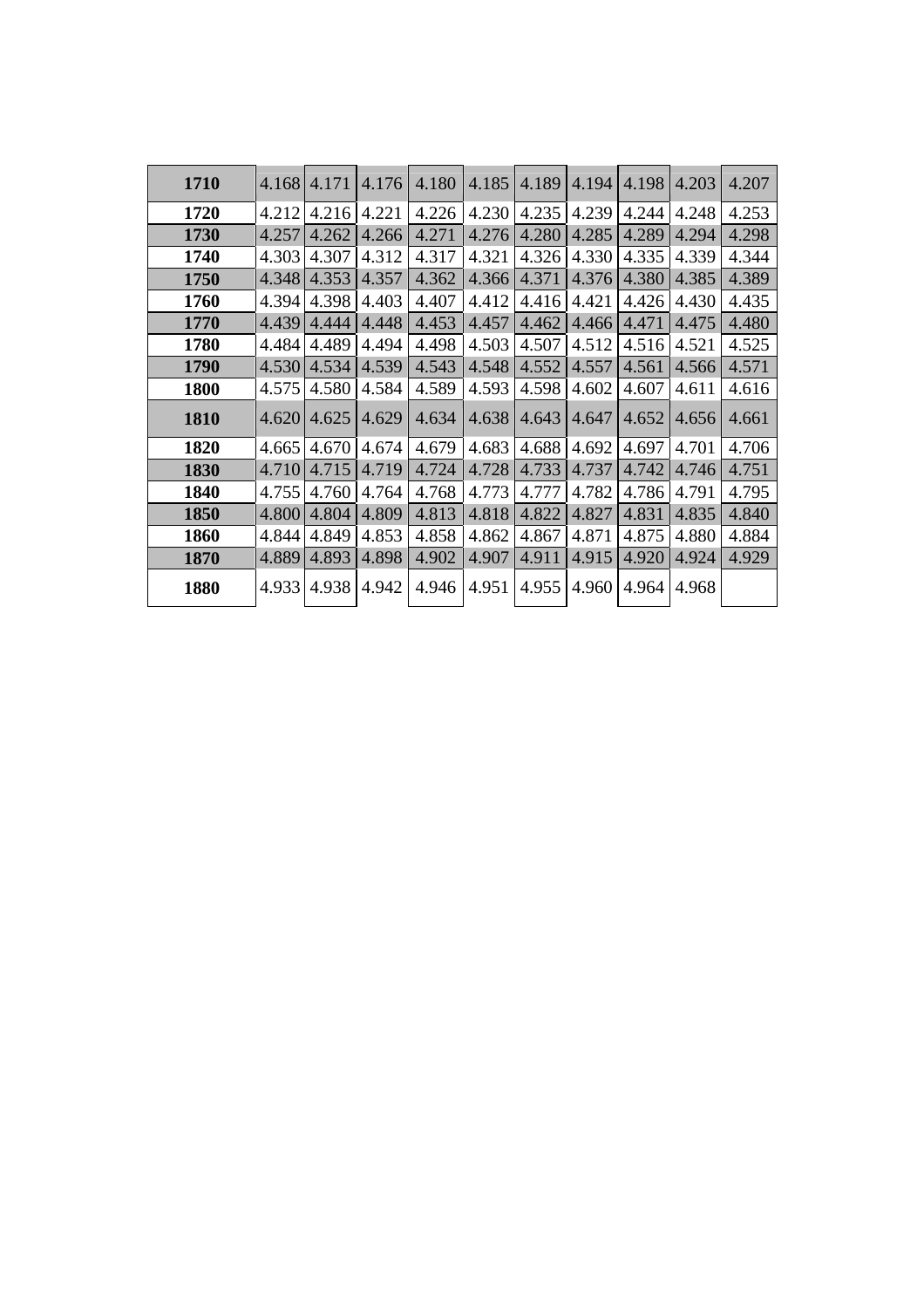| | | | | | | | | | | |
|---|---|---|---|---|---|---|---|---|---|---|
| **1710** | 4.168 | 4.171 | 4.176 | 4.180 | 4.185 | 4.189 | 4.194 | 4.198 | 4.203 | 4.207 |
| **1720** | 4.212 | 4.216 | 4.221 | 4.226 | 4.230 | 4.235 | 4.239 | 4.244 | 4.248 | 4.253 |
| **1730** | 4.257 | 4.262 | 4.266 | 4.271 | 4.276 | 4.280 | 4.285 | 4.289 | 4.294 | 4.298 |
| **1740** | 4.303 | 4.307 | 4.312 | 4.317 | 4.321 | 4.326 | 4.330 | 4.335 | 4.339 | 4.344 |
| **1750** | 4.348 | 4.353 | 4.357 | 4.362 | 4.366 | 4.371 | 4.376 | 4.380 | 4.385 | 4.389 |
| **1760** | 4.394 | 4.398 | 4.403 | 4.407 | 4.412 | 4.416 | 4.421 | 4.426 | 4.430 | 4.435 |
| **1770** | 4.439 | 4.444 | 4.448 | 4.453 | 4.457 | 4.462 | 4.466 | 4.471 | 4.475 | 4.480 |
| **1780** | 4.484 | 4.489 | 4.494 | 4.498 | 4.503 | 4.507 | 4.512 | 4.516 | 4.521 | 4.525 |
| **1790** | 4.530 | 4.534 | 4.539 | 4.543 | 4.548 | 4.552 | 4.557 | 4.561 | 4.566 | 4.571 |
| **1800** | 4.575 | 4.580 | 4.584 | 4.589 | 4.593 | 4.598 | 4.602 | 4.607 | 4.611 | 4.616 |
| **1810** | 4.620 | 4.625 | 4.629 | 4.634 | 4.638 | 4.643 | 4.647 | 4.652 | 4.656 | 4.661 |
| **1820** | 4.665 | 4.670 | 4.674 | 4.679 | 4.683 | 4.688 | 4.692 | 4.697 | 4.701 | 4.706 |
| **1830** | 4.710 | 4.715 | 4.719 | 4.724 | 4.728 | 4.733 | 4.737 | 4.742 | 4.746 | 4.751 |
| **1840** | 4.755 | 4.760 | 4.764 | 4.768 | 4.773 | 4.777 | 4.782 | 4.786 | 4.791 | 4.795 |
| **1850** | 4.800 | 4.804 | 4.809 | 4.813 | 4.818 | 4.822 | 4.827 | 4.831 | 4.835 | 4.840 |
| **1860** | 4.844 | 4.849 | 4.853 | 4.858 | 4.862 | 4.867 | 4.871 | 4.875 | 4.880 | 4.884 |
| **1870** | 4.889 | 4.893 | 4.898 | 4.902 | 4.907 | 4.911 | 4.915 | 4.920 | 4.924 | 4.929 |
| **1880** | 4.933 | 4.938 | 4.942 | 4.946 | 4.951 | 4.955 | 4.960 | 4.964 | 4.968 | |